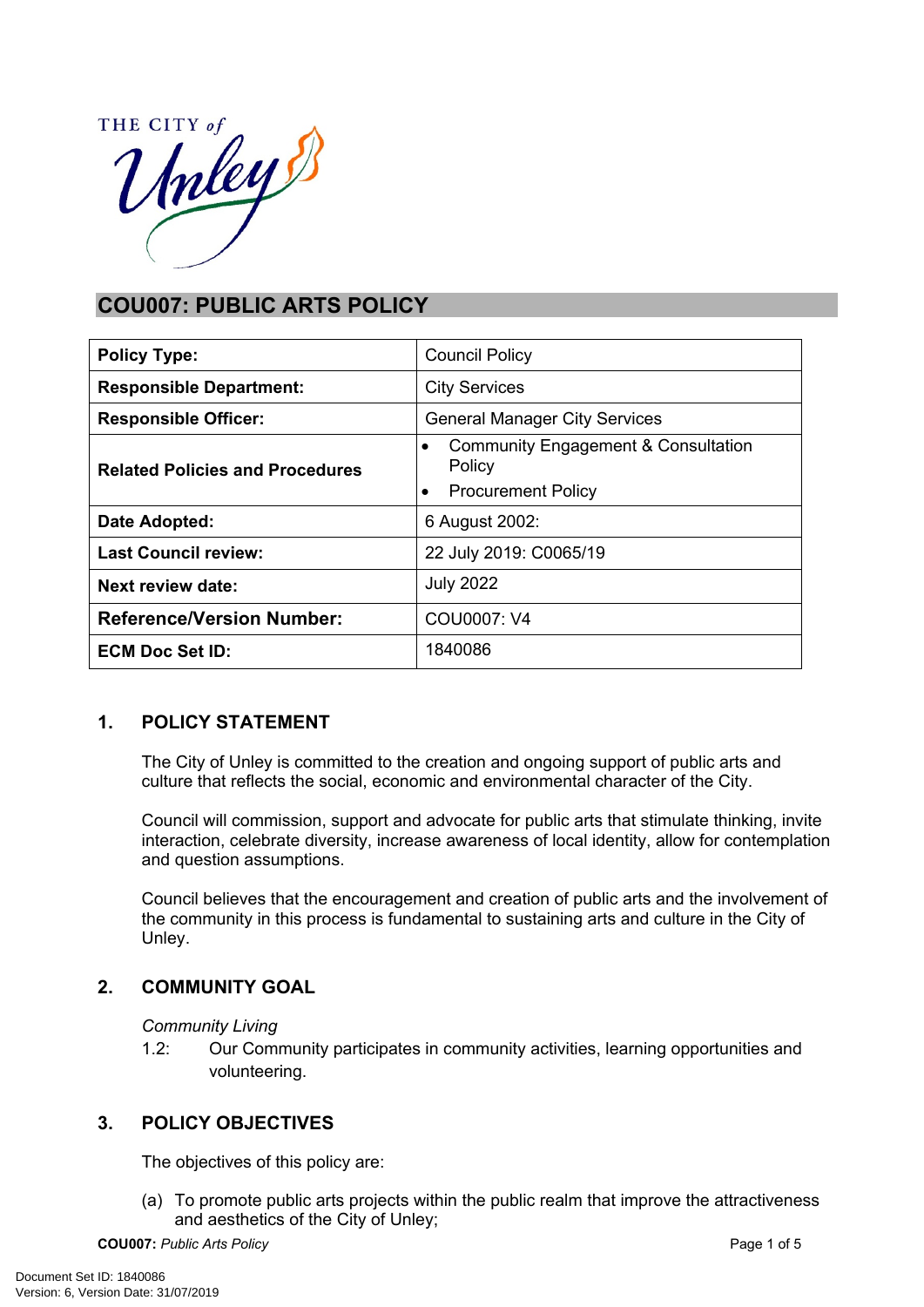# COU007: PUBLIC ARTS POLICY

| Policy Type: | Council Policy |
|---|---|
| Responsible Department: | City Services |
| Responsible Officer: | General Manager City Services |
| Related Policies and Procedures | • Community Engagement & Consultation Policy<br>• Procurement Policy |
| Date Adopted: | 6 August 2002: |
| Last Council review: | 22 July 2019: C0065/19 |
| Next review date: | July 2022 |
| Reference/Version Number: | COU0007: V4 |
| ECM Doc Set ID: | 1840086 |

## 1. POLICY STATEMENT

The City of Unley is committed to the creation and ongoing support of public arts and culture that reflects the social, economic and environmental character of the City.

Council will commission, support and advocate for public arts that stimulate thinking, invite interaction, celebrate diversity, increase awareness of local identity, allow for contemplation and question assumptions.

Council believes that the encouragement and creation of public arts and the involvement of the community in this process is fundamental to sustaining arts and culture in the City of Unley.

## 2. COMMUNITY GOAL

*Community Living*

1.2: Our Community participates in community activities, learning opportunities and volunteering.

## 3. POLICY OBJECTIVES

The objectives of this policy are:

(a) To promote public arts projects within the public realm that improve the attractiveness and aesthetics of the City of Unley;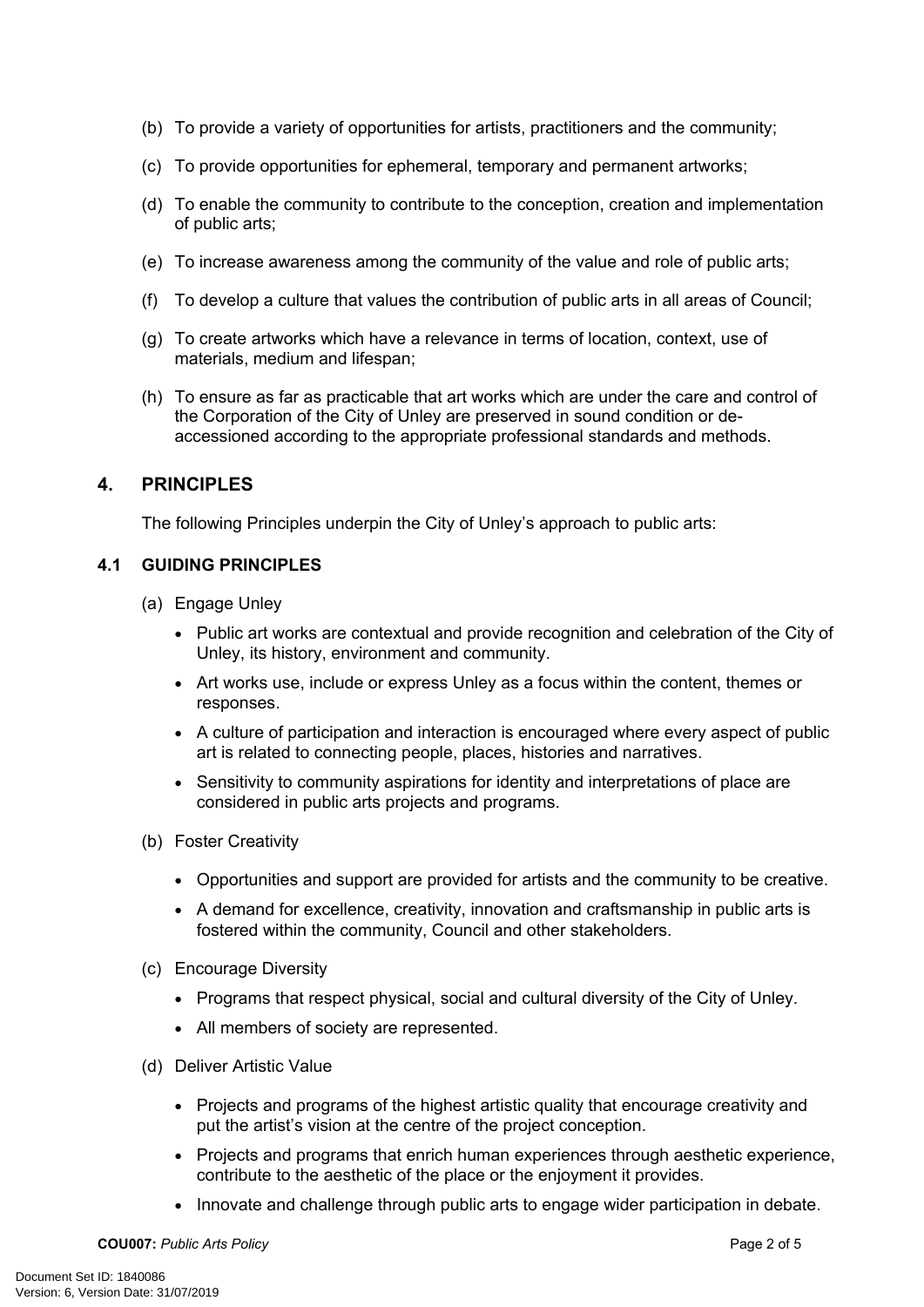(b) To provide a variety of opportunities for artists, practitioners and the community;

(c) To provide opportunities for ephemeral, temporary and permanent artworks;

(d) To enable the community to contribute to the conception, creation and implementation of public arts;

(e) To increase awareness among the community of the value and role of public arts;

(f) To develop a culture that values the contribution of public arts in all areas of Council;

(g) To create artworks which have a relevance in terms of location, context, use of materials, medium and lifespan;

(h) To ensure as far as practicable that art works which are under the care and control of the Corporation of the City of Unley are preserved in sound condition or de-accessioned according to the appropriate professional standards and methods.

## 4. PRINCIPLES

The following Principles underpin the City of Unley's approach to public arts:

### 4.1 GUIDING PRINCIPLES

(a) Engage Unley

- Public art works are contextual and provide recognition and celebration of the City of Unley, its history, environment and community.
- Art works use, include or express Unley as a focus within the content, themes or responses.
- A culture of participation and interaction is encouraged where every aspect of public art is related to connecting people, places, histories and narratives.
- Sensitivity to community aspirations for identity and interpretations of place are considered in public arts projects and programs.

(b) Foster Creativity

- Opportunities and support are provided for artists and the community to be creative.
- A demand for excellence, creativity, innovation and craftsmanship in public arts is fostered within the community, Council and other stakeholders.

(c) Encourage Diversity

- Programs that respect physical, social and cultural diversity of the City of Unley.
- All members of society are represented.

(d) Deliver Artistic Value

- Projects and programs of the highest artistic quality that encourage creativity and put the artist's vision at the centre of the project conception.
- Projects and programs that enrich human experiences through aesthetic experience, contribute to the aesthetic of the place or the enjoyment it provides.
- Innovate and challenge through public arts to engage wider participation in debate.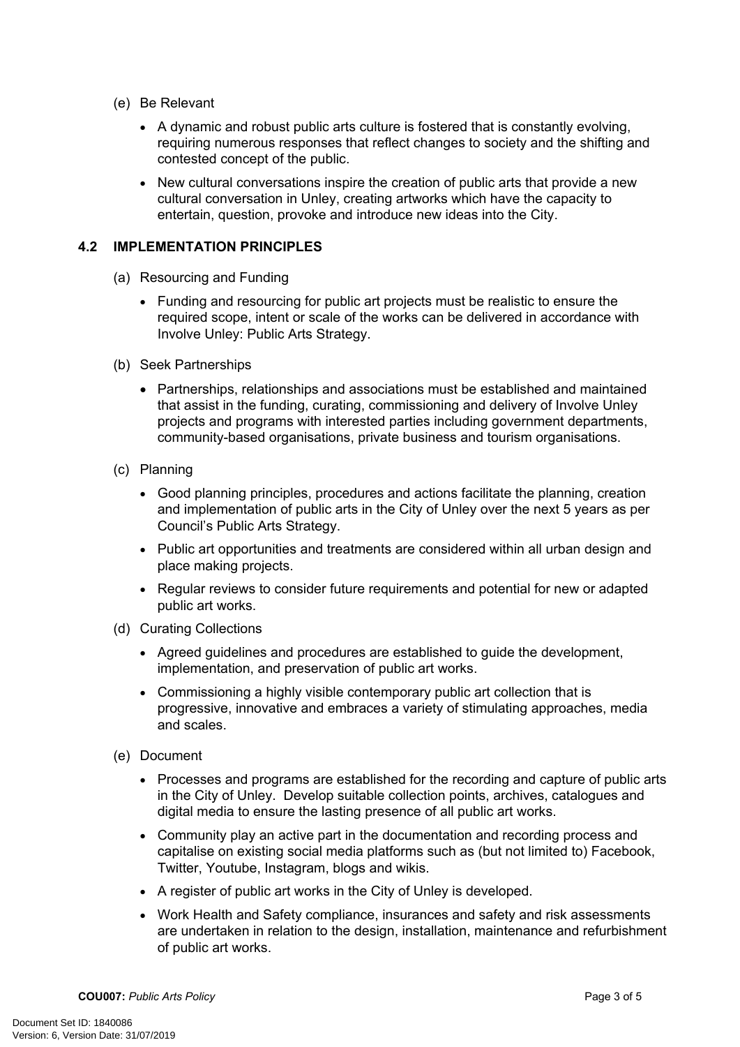(e) Be Relevant

- A dynamic and robust public arts culture is fostered that is constantly evolving, requiring numerous responses that reflect changes to society and the shifting and contested concept of the public.
- New cultural conversations inspire the creation of public arts that provide a new cultural conversation in Unley, creating artworks which have the capacity to entertain, question, provoke and introduce new ideas into the City.

## 4.2 IMPLEMENTATION PRINCIPLES

(a) Resourcing and Funding

- Funding and resourcing for public art projects must be realistic to ensure the required scope, intent or scale of the works can be delivered in accordance with Involve Unley: Public Arts Strategy.

(b) Seek Partnerships

- Partnerships, relationships and associations must be established and maintained that assist in the funding, curating, commissioning and delivery of Involve Unley projects and programs with interested parties including government departments, community-based organisations, private business and tourism organisations.

(c) Planning

- Good planning principles, procedures and actions facilitate the planning, creation and implementation of public arts in the City of Unley over the next 5 years as per Council's Public Arts Strategy.
- Public art opportunities and treatments are considered within all urban design and place making projects.
- Regular reviews to consider future requirements and potential for new or adapted public art works.

(d) Curating Collections

- Agreed guidelines and procedures are established to guide the development, implementation, and preservation of public art works.
- Commissioning a highly visible contemporary public art collection that is progressive, innovative and embraces a variety of stimulating approaches, media and scales.

(e) Document

- Processes and programs are established for the recording and capture of public arts in the City of Unley. Develop suitable collection points, archives, catalogues and digital media to ensure the lasting presence of all public art works.
- Community play an active part in the documentation and recording process and capitalise on existing social media platforms such as (but not limited to) Facebook, Twitter, Youtube, Instagram, blogs and wikis.
- A register of public art works in the City of Unley is developed.
- Work Health and Safety compliance, insurances and safety and risk assessments are undertaken in relation to the design, installation, maintenance and refurbishment of public art works.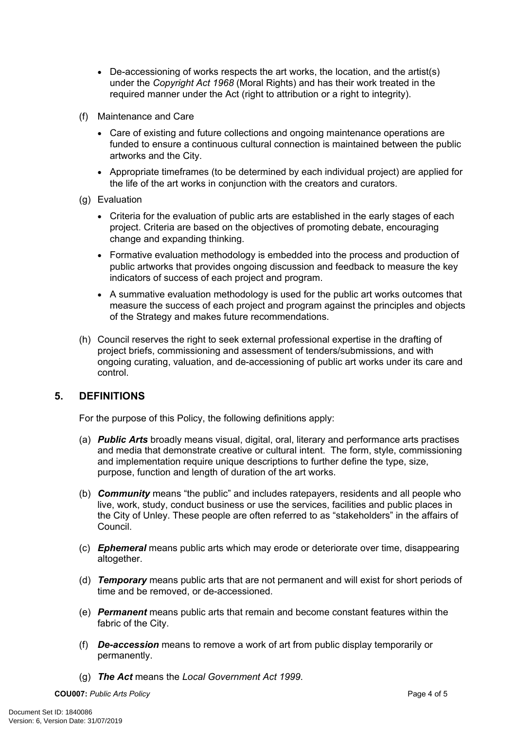- De-accessioning of works respects the art works, the location, and the artist(s) under the *Copyright Act 1968* (Moral Rights) and has their work treated in the required manner under the Act (right to attribution or a right to integrity).

(f) Maintenance and Care

- Care of existing and future collections and ongoing maintenance operations are funded to ensure a continuous cultural connection is maintained between the public artworks and the City.
- Appropriate timeframes (to be determined by each individual project) are applied for the life of the art works in conjunction with the creators and curators.

(g) Evaluation

- Criteria for the evaluation of public arts are established in the early stages of each project. Criteria are based on the objectives of promoting debate, encouraging change and expanding thinking.
- Formative evaluation methodology is embedded into the process and production of public artworks that provides ongoing discussion and feedback to measure the key indicators of success of each project and program.
- A summative evaluation methodology is used for the public art works outcomes that measure the success of each project and program against the principles and objects of the Strategy and makes future recommendations.

(h) Council reserves the right to seek external professional expertise in the drafting of project briefs, commissioning and assessment of tenders/submissions, and with ongoing curating, valuation, and de-accessioning of public art works under its care and control.

## 5. DEFINITIONS

For the purpose of this Policy, the following definitions apply:

(a) ***Public Arts*** broadly means visual, digital, oral, literary and performance arts practises and media that demonstrate creative or cultural intent. The form, style, commissioning and implementation require unique descriptions to further define the type, size, purpose, function and length of duration of the art works.

(b) ***Community*** means "the public" and includes ratepayers, residents and all people who live, work, study, conduct business or use the services, facilities and public places in the City of Unley. These people are often referred to as "stakeholders" in the affairs of Council.

(c) ***Ephemeral*** means public arts which may erode or deteriorate over time, disappearing altogether.

(d) ***Temporary*** means public arts that are not permanent and will exist for short periods of time and be removed, or de-accessioned.

(e) ***Permanent*** means public arts that remain and become constant features within the fabric of the City.

(f) ***De-accession*** means to remove a work of art from public display temporarily or permanently.

(g) ***The Act*** means the *Local Government Act 1999*.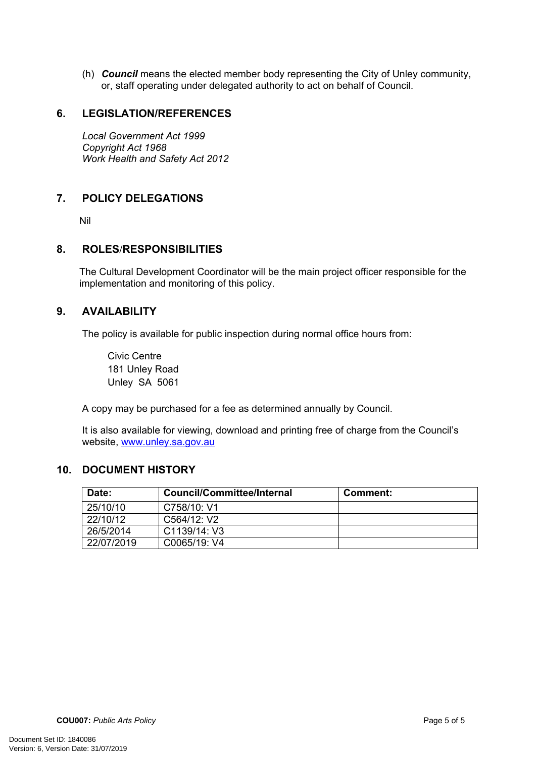(h) ***Council*** means the elected member body representing the City of Unley community, or, staff operating under delegated authority to act on behalf of Council.

## 6. LEGISLATION/REFERENCES

*Local Government Act 1999*
*Copyright Act 1968*
*Work Health and Safety Act 2012*

## 7. POLICY DELEGATIONS

Nil

## 8. ROLES/RESPONSIBILITIES

The Cultural Development Coordinator will be the main project officer responsible for the implementation and monitoring of this policy.

## 9. AVAILABILITY

The policy is available for public inspection during normal office hours from:

Civic Centre
181 Unley Road
Unley SA 5061

A copy may be purchased for a fee as determined annually by Council.

It is also available for viewing, download and printing free of charge from the Council's website, www.unley.sa.gov.au

## 10. DOCUMENT HISTORY

| Date: | Council/Committee/Internal | Comment: |
|---|---|---|
| 25/10/10 | C758/10: V1 | |
| 22/10/12 | C564/12: V2 | |
| 26/5/2014 | C1139/14: V3 | |
| 22/07/2019 | C0065/19: V4 | |